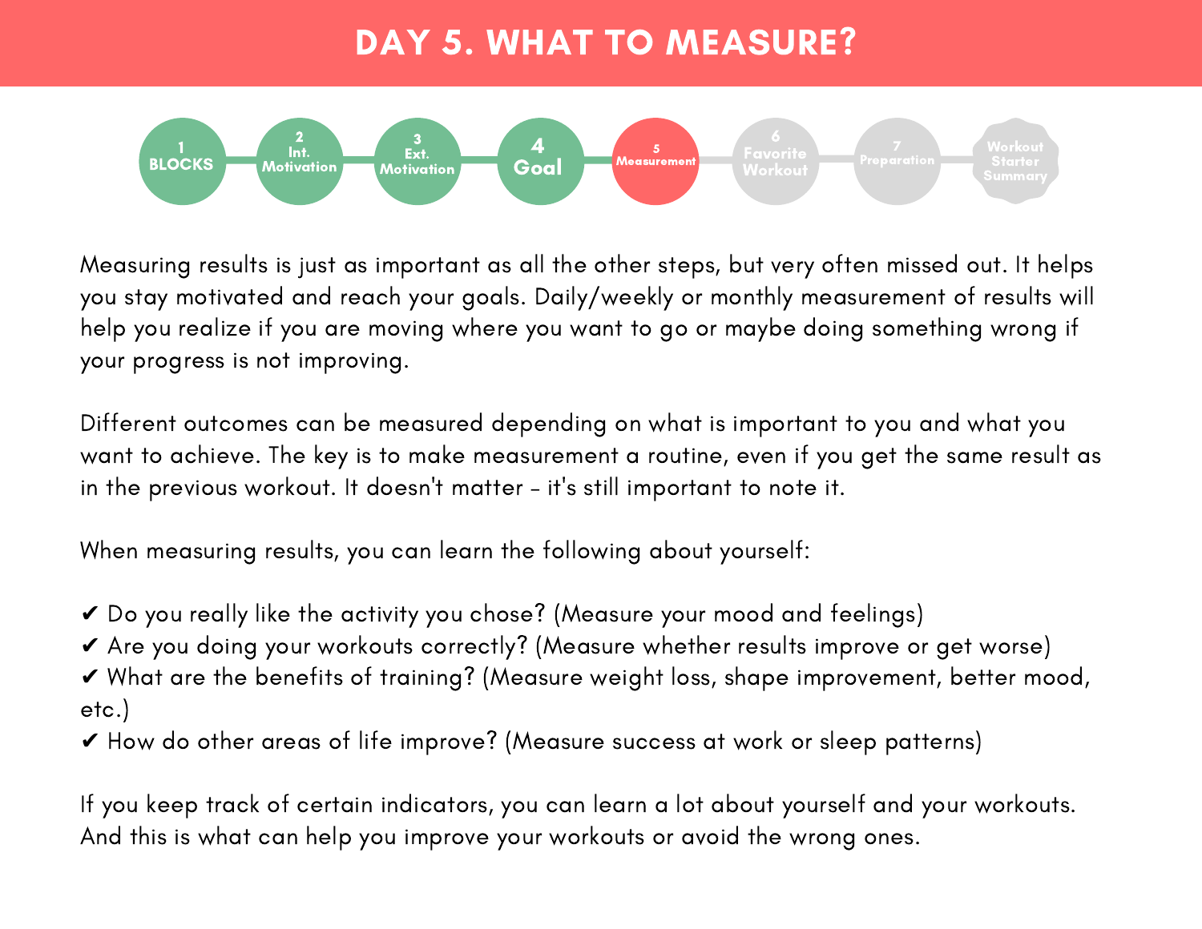# DAY 5. WHAT TO MEASURE?

1 BLOCKS · 2 Int. Motivation · 3 Ext. Motivation · 4 Goal · 5 Measurement · 6 Favorite Workout · 7 Preparation · Workout Starter Summary

Measuring results is just as important as all the other steps, but very often missed out. It helps you stay motivated and reach your goals. Daily/weekly or monthly measurement of results will help you realize if you are moving where you want to go or maybe doing something wrong if your progress is not improving.

Different outcomes can be measured depending on what is important to you and what you want to achieve. The key is to make measurement a routine, even if you get the same result as in the previous workout. It doesn't matter - it's still important to note it.

When measuring results, you can learn the following about yourself:

✔ Do you really like the activity you chose? (Measure your mood and feelings)
✔ Are you doing your workouts correctly? (Measure whether results improve or get worse)
✔ What are the benefits of training? (Measure weight loss, shape improvement, better mood, etc.)
✔ How do other areas of life improve? (Measure success at work or sleep patterns)

If you keep track of certain indicators, you can learn a lot about yourself and your workouts. And this is what can help you improve your workouts or avoid the wrong ones.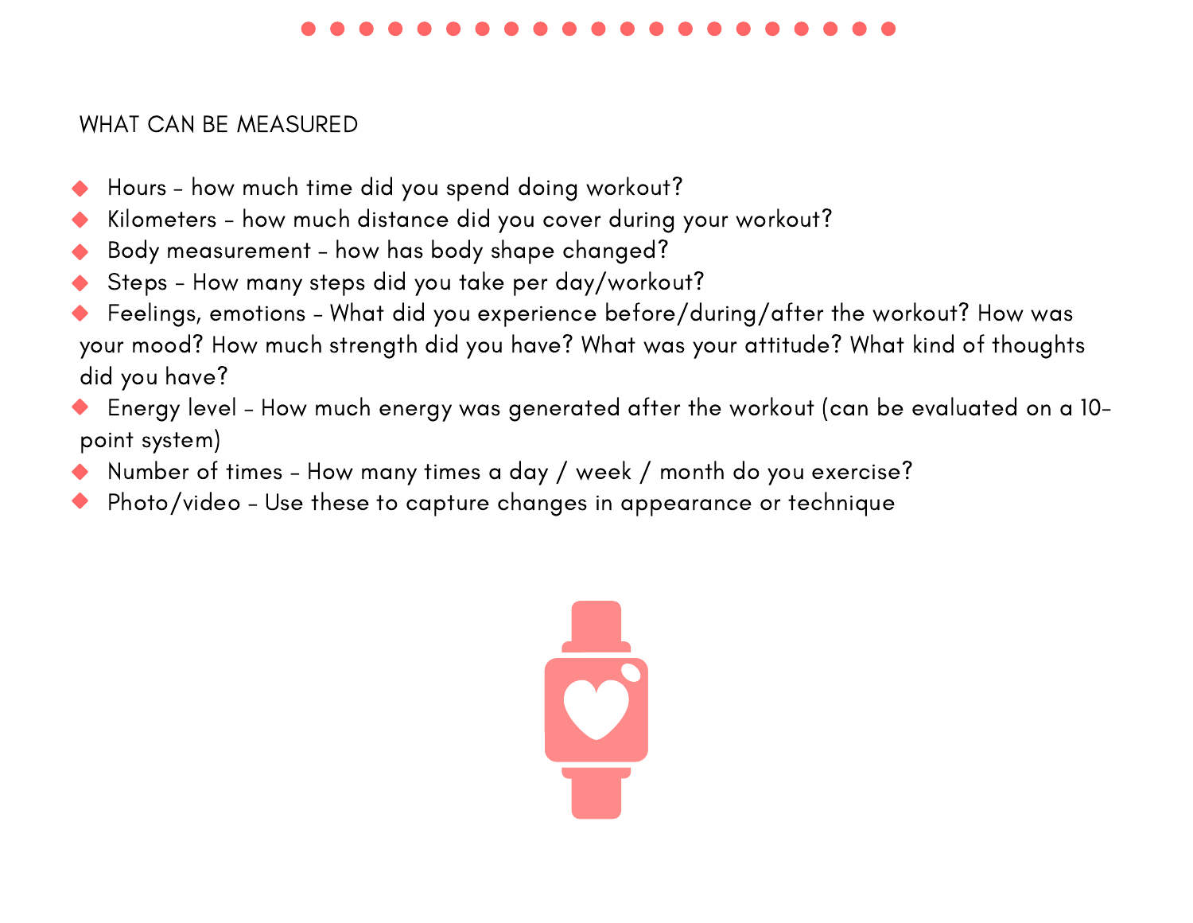## WHAT CAN BE MEASURED

- Hours - how much time did you spend doing workout?
- Kilometers - how much distance did you cover during your workout?
- Body measurement - how has body shape changed?
- Steps - How many steps did you take per day/workout?
- Feelings, emotions - What did you experience before/during/after the workout? How was your mood? How much strength did you have? What was your attitude? What kind of thoughts did you have?
- Energy level - How much energy was generated after the workout (can be evaluated on a 10-point system)
- Number of times - How many times a day / week / month do you exercise?
- Photo/video - Use these to capture changes in appearance or technique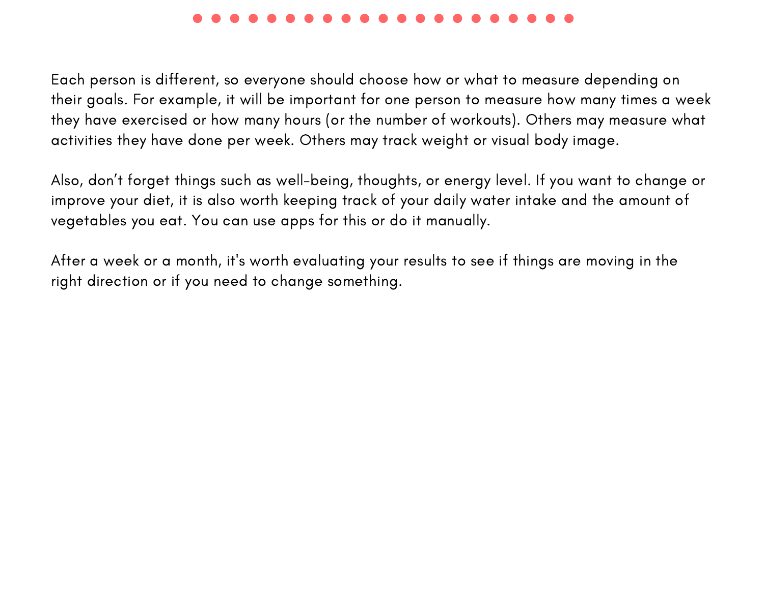Each person is different, so everyone should choose how or what to measure depending on their goals. For example, it will be important for one person to measure how many times a week they have exercised or how many hours (or the number of workouts). Others may measure what activities they have done per week. Others may track weight or visual body image.

Also, don’t forget things such as well-being, thoughts, or energy level. If you want to change or improve your diet, it is also worth keeping track of your daily water intake and the amount of vegetables you eat. You can use apps for this or do it manually.

After a week or a month, it's worth evaluating your results to see if things are moving in the right direction or if you need to change something.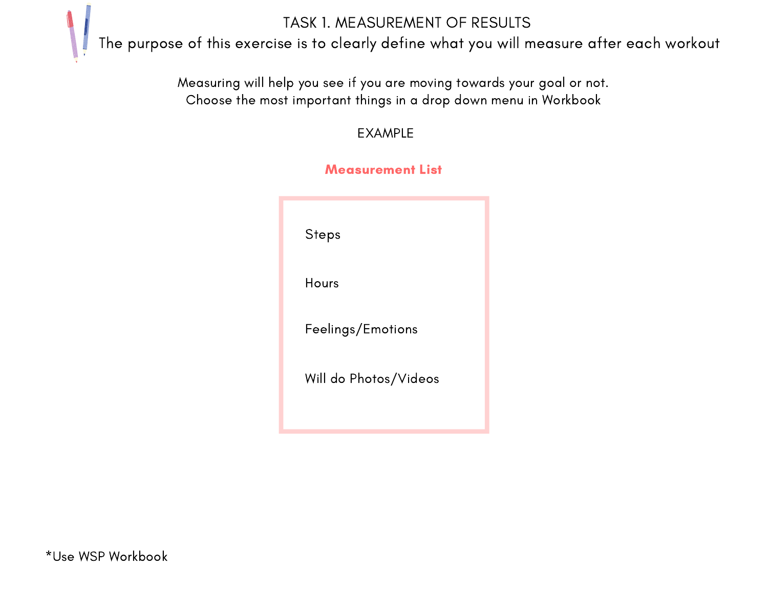# TASK 1. MEASUREMENT OF RESULTS

The purpose of this exercise is to clearly define what you will measure after each workout

Measuring will help you see if you are moving towards your goal or not.
Choose the most important things in a drop down menu in Workbook

EXAMPLE

**Measurement List**

- Steps
- Hours
- Feelings/Emotions
- Will do Photos/Videos

*Use WSP Workbook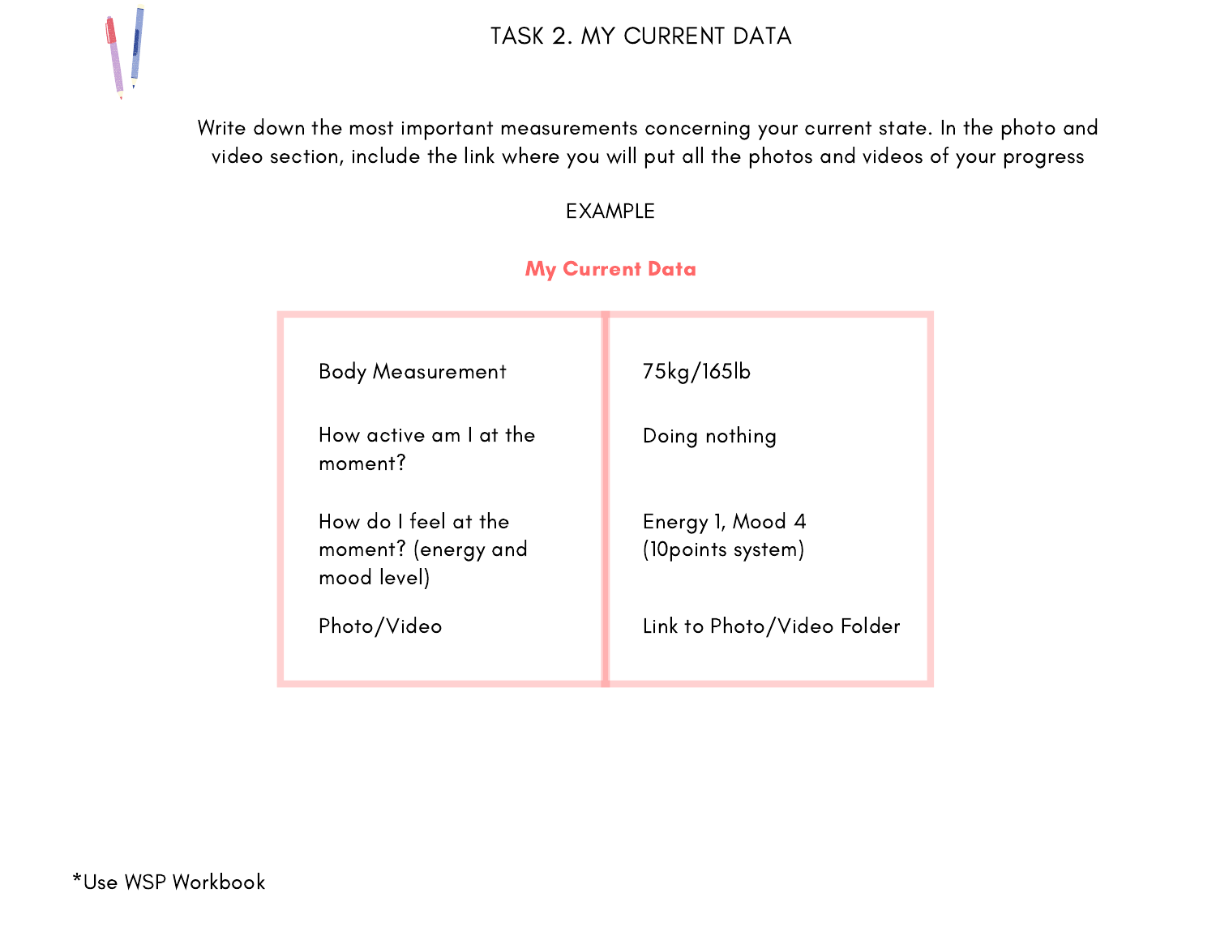# TASK 2. MY CURRENT DATA

Write down the most important measurements concerning your current state. In the photo and video section, include the link where you will put all the photos and videos of your progress

EXAMPLE

**My Current Data**

| | |
|---|---|
| Body Measurement | 75kg/165lb |
| How active am I at the moment? | Doing nothing |
| How do I feel at the moment? (energy and mood level) | Energy 1, Mood 4 (10points system) |
| Photo/Video | Link to Photo/Video Folder |

*Use WSP Workbook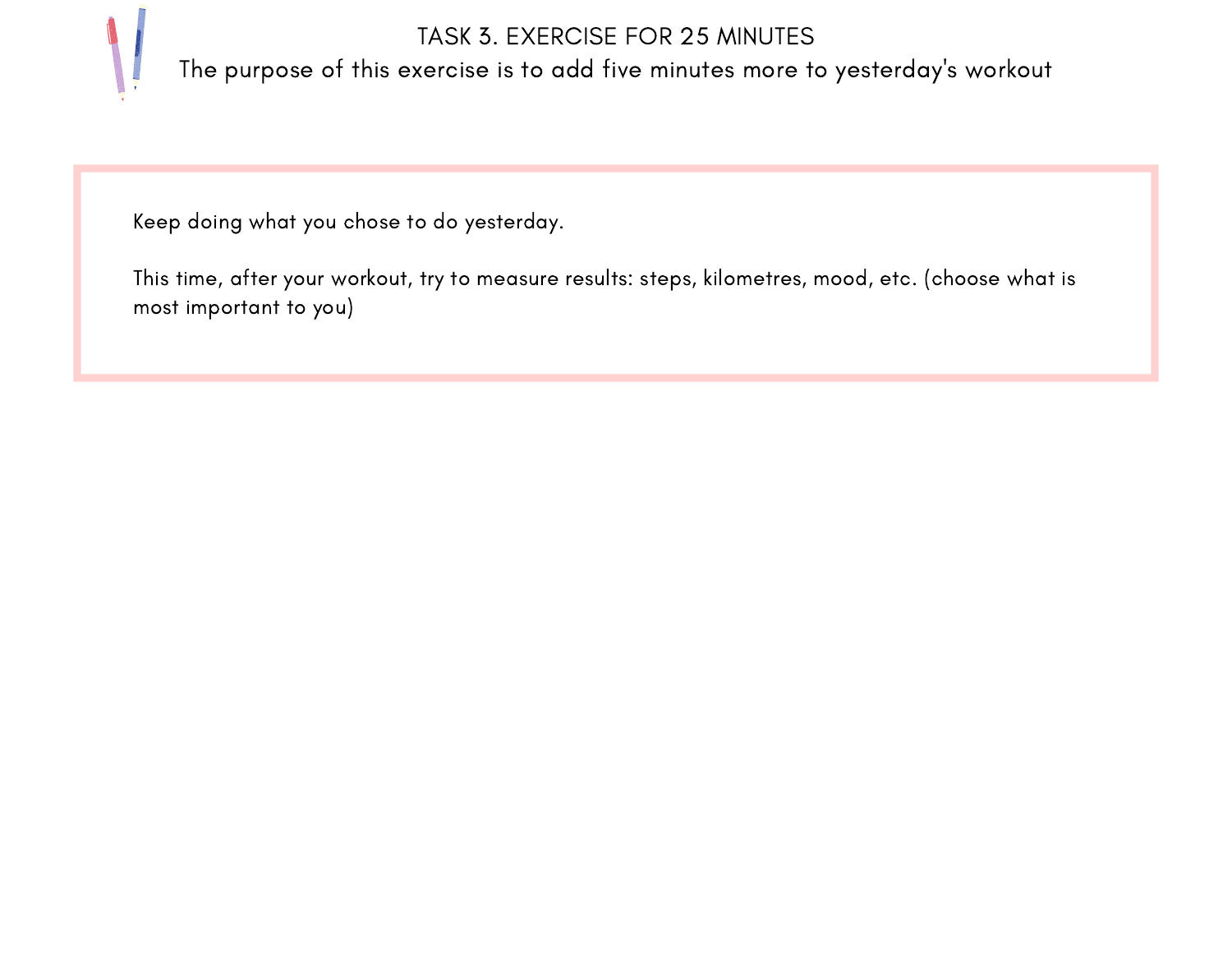# TASK 3. EXERCISE FOR 25 MINUTES

The purpose of this exercise is to add five minutes more to yesterday's workout

Keep doing what you chose to do yesterday.

This time, after your workout, try to measure results: steps, kilometres, mood, etc. (choose what is most important to you)